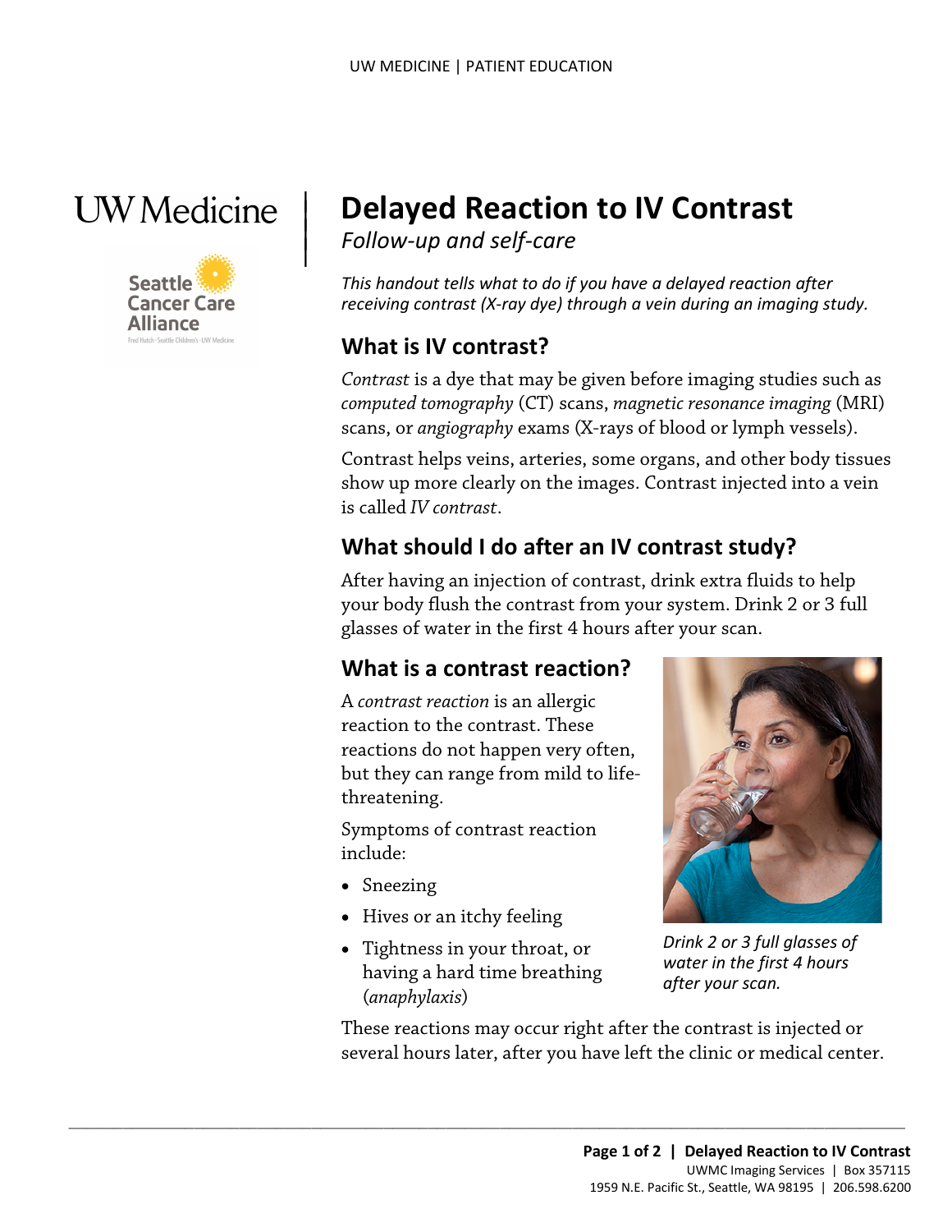# Delayed Reaction to IV Contrast

*Follow-up and self-care*

*This handout tells what to do if you have a delayed reaction after receiving contrast (X-ray dye) through a vein during an imaging study.*

## What is IV contrast?

*Contrast* is a dye that may be given before imaging studies such as *computed tomography* (CT) scans, *magnetic resonance imaging* (MRI) scans, or *angiography* exams (X-rays of blood or lymph vessels).

Contrast helps veins, arteries, some organs, and other body tissues show up more clearly on the images. Contrast injected into a vein is called *IV contrast*.

## What should I do after an IV contrast study?

After having an injection of contrast, drink extra fluids to help your body flush the contrast from your system. Drink 2 or 3 full glasses of water in the first 4 hours after your scan.

## What is a contrast reaction?

A *contrast reaction* is an allergic reaction to the contrast. These reactions do not happen very often, but they can range from mild to life-threatening.

Symptoms of contrast reaction include:

- Sneezing
- Hives or an itchy feeling
- Tightness in your throat, or having a hard time breathing (*anaphylaxis*)

*Drink 2 or 3 full glasses of water in the first 4 hours after your scan.*

These reactions may occur right after the contrast is injected or several hours later, after you have left the clinic or medical center.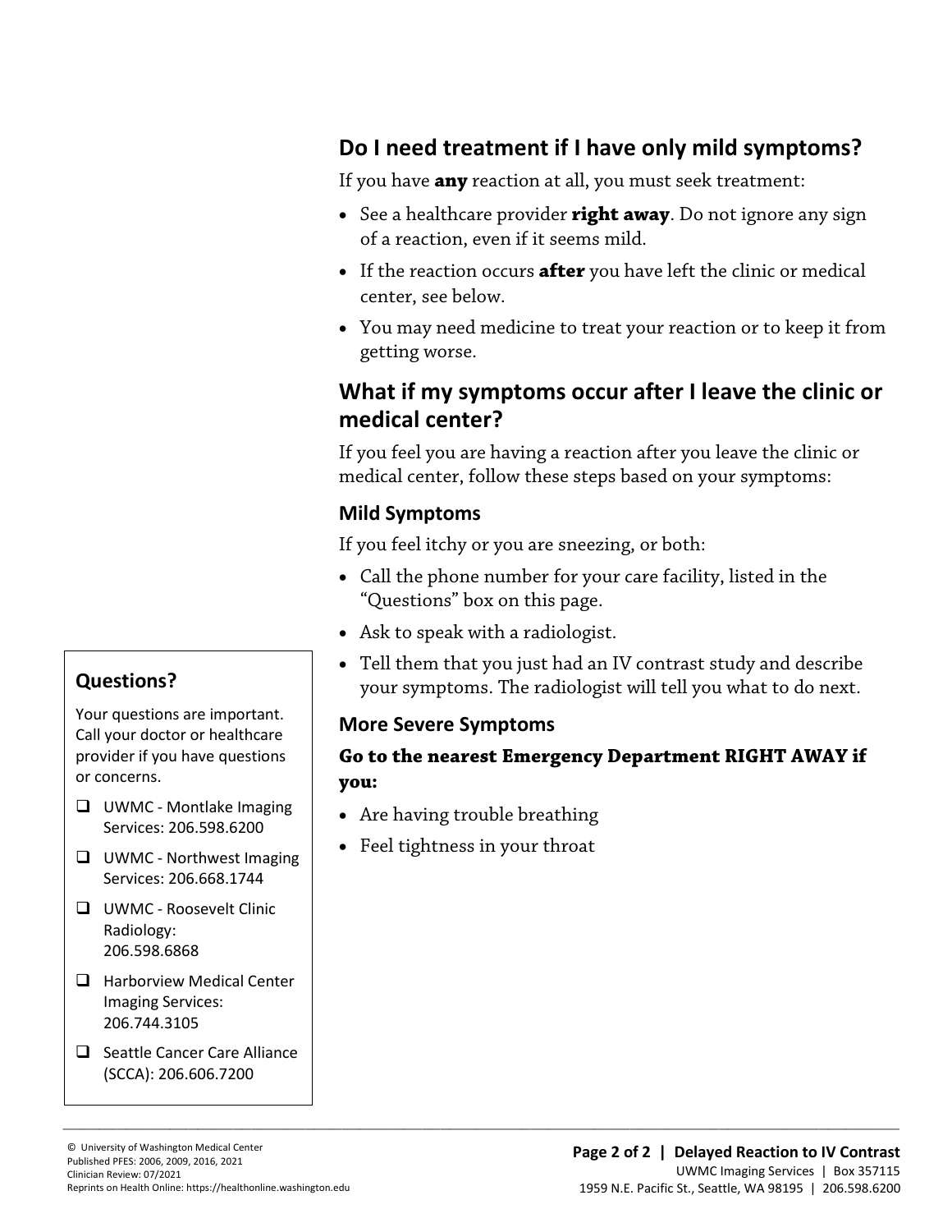## Do I need treatment if I have only mild symptoms?

If you have **any** reaction at all, you must seek treatment:

- See a healthcare provider **right away**. Do not ignore any sign of a reaction, even if it seems mild.
- If the reaction occurs **after** you have left the clinic or medical center, see below.
- You may need medicine to treat your reaction or to keep it from getting worse.

## What if my symptoms occur after I leave the clinic or medical center?

If you feel you are having a reaction after you leave the clinic or medical center, follow these steps based on your symptoms:

### Mild Symptoms

If you feel itchy or you are sneezing, or both:

- Call the phone number for your care facility, listed in the "Questions" box on this page.
- Ask to speak with a radiologist.
- Tell them that you just had an IV contrast study and describe your symptoms. The radiologist will tell you what to do next.

### More Severe Symptoms

**Go to the nearest Emergency Department RIGHT AWAY if you:**

- Are having trouble breathing
- Feel tightness in your throat

### Questions?

Your questions are important. Call your doctor or healthcare provider if you have questions or concerns.

- ❑ UWMC - Montlake Imaging Services: 206.598.6200
- ❑ UWMC - Northwest Imaging Services: 206.668.1744
- ❑ UWMC - Roosevelt Clinic Radiology: 206.598.6868
- ❑ Harborview Medical Center Imaging Services: 206.744.3105
- ❑ Seattle Cancer Care Alliance (SCCA): 206.606.7200

© University of Washington Medical Center
Published PFES: 2006, 2009, 2016, 2021
Clinician Review: 07/2021
Reprints on Health Online: https://healthonline.washington.edu

**Delayed Reaction to IV Contrast**
UWMC Imaging Services | Box 357115
1959 N.E. Pacific St., Seattle, WA 98195 | 206.598.6200